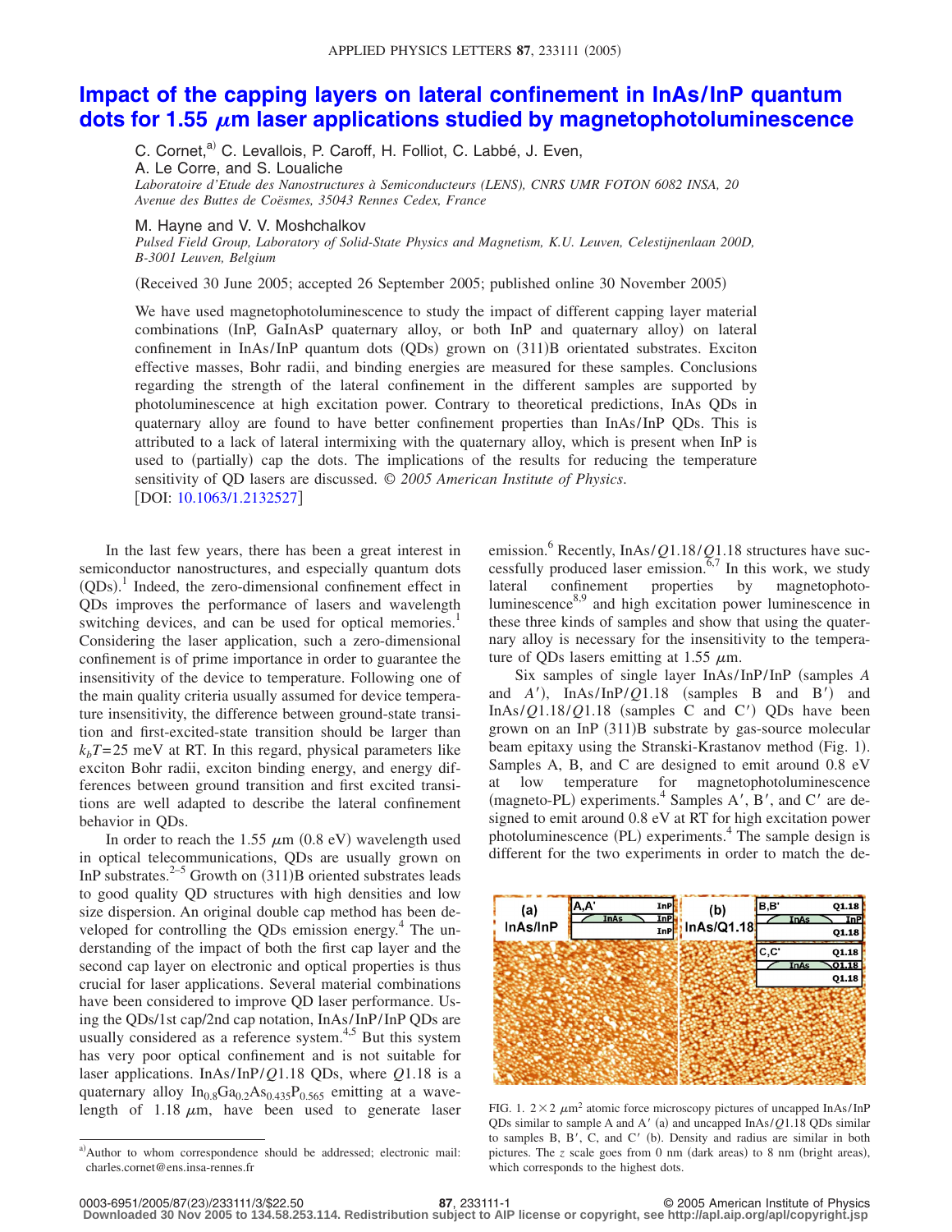# Impact of the capping layers on lateral confinement in InAs/InP quantum dots for 1.55 μm laser applications studied by magnetophotoluminescence

C. Cornet,[a] C. Levallois, P. Caroff, H. Folliot, C. Labbé, J. Even, A. Le Corre, and S. Loualiche

*Laboratoire d'Etude des Nanostructures à Semiconducteurs (LENS), CNRS UMR FOTON 6082 INSA, 20 Avenue des Buttes de Coësmes, 35043 Rennes Cedex, France*

M. Hayne and V. V. Moshchalkov

*Pulsed Field Group, Laboratory of Solid-State Physics and Magnetism, K.U. Leuven, Celestijnenlaan 200D, B-3001 Leuven, Belgium*

(Received 30 June 2005; accepted 26 September 2005; published online 30 November 2005)

We have used magnetophotoluminescence to study the impact of different capping layer material combinations (InP, GaInAsP quaternary alloy, or both InP and quaternary alloy) on lateral confinement in InAs/InP quantum dots (QDs) grown on (311)B orientated substrates. Exciton effective masses, Bohr radii, and binding energies are measured for these samples. Conclusions regarding the strength of the lateral confinement in the different samples are supported by photoluminescence at high excitation power. Contrary to theoretical predictions, InAs QDs in quaternary alloy are found to have better confinement properties than InAs/InP QDs. This is attributed to a lack of lateral intermixing with the quaternary alloy, which is present when InP is used to (partially) cap the dots. The implications of the results for reducing the temperature sensitivity of QD lasers are discussed. *© 2005 American Institute of Physics.* [DOI: 10.1063/1.2132527]

In the last few years, there has been a great interest in semiconductor nanostructures, and especially quantum dots (QDs).[1] Indeed, the zero-dimensional confinement effect in QDs improves the performance of lasers and wavelength switching devices, and can be used for optical memories.[1] Considering the laser application, such a zero-dimensional confinement is of prime importance in order to guarantee the insensitivity of the device to temperature. Following one of the main quality criteria usually assumed for device temperature insensitivity, the difference between ground-state transition and first-excited-state transition should be larger than $k_bT = 25$ meV at RT. In this regard, physical parameters like exciton Bohr radii, exciton binding energy, and energy differences between ground transition and first excited transitions are well adapted to describe the lateral confinement behavior in QDs.

In order to reach the 1.55 μm (0.8 eV) wavelength used in optical telecommunications, QDs are usually grown on InP substrates.[2–5] Growth on (311)B oriented substrates leads to good quality QD structures with high densities and low size dispersion. An original double cap method has been developed for controlling the QDs emission energy.[4] The understanding of the impact of both the first cap layer and the second cap layer on electronic and optical properties is thus crucial for laser applications. Several material combinations have been considered to improve QD laser performance. Using the QDs/1st cap/2nd cap notation, InAs/InP/InP QDs are usually considered as a reference system.[4,5] But this system has very poor optical confinement and is not suitable for laser applications. InAs/InP/$Q$1.18 QDs, where $Q$1.18 is a quaternary alloy $In_{0.8}Ga_{0.2}As_{0.435}P_{0.565}$ emitting at a wavelength of 1.18 μm, have been used to generate laser emission.[6] Recently, InAs/$Q$1.18/$Q$1.18 structures have successfully produced laser emission.[6,7] In this work, we study lateral confinement properties by magnetophotoluminescence[8,9] and high excitation power luminescence in these three kinds of samples and show that using the quaternary alloy is necessary for the insensitivity to the temperature of QDs lasers emitting at 1.55 μm.

Six samples of single layer InAs/InP/InP (samples A and A′), InAs/InP/$Q$1.18 (samples B and B′) and InAs/$Q$1.18/$Q$1.18 (samples C and C′) QDs have been grown on an InP (311)B substrate by gas-source molecular beam epitaxy using the Stranski-Krastanov method (Fig. 1). Samples A, B, and C are designed to emit around 0.8 eV at low temperature for magnetophotoluminescence (magneto-PL) experiments.[4] Samples A′, B′, and C′ are designed to emit around 0.8 eV at RT for high excitation power photoluminescence (PL) experiments.[4] The sample design is different for the two experiments in order to match the de-

FIG. 1. $2\times 2$ μm² atomic force microscopy pictures of uncapped InAs/InP QDs similar to sample A and A′ (a) and uncapped InAs/$Q$1.18 QDs similar to samples B, B′, C, and C′ (b). Density and radius are similar in both pictures. The $z$ scale goes from 0 nm (dark areas) to 8 nm (bright areas), which corresponds to the highest dots.

[a]Author to whom correspondence should be addressed; electronic mail: charles.cornet@ens.insa-rennes.fr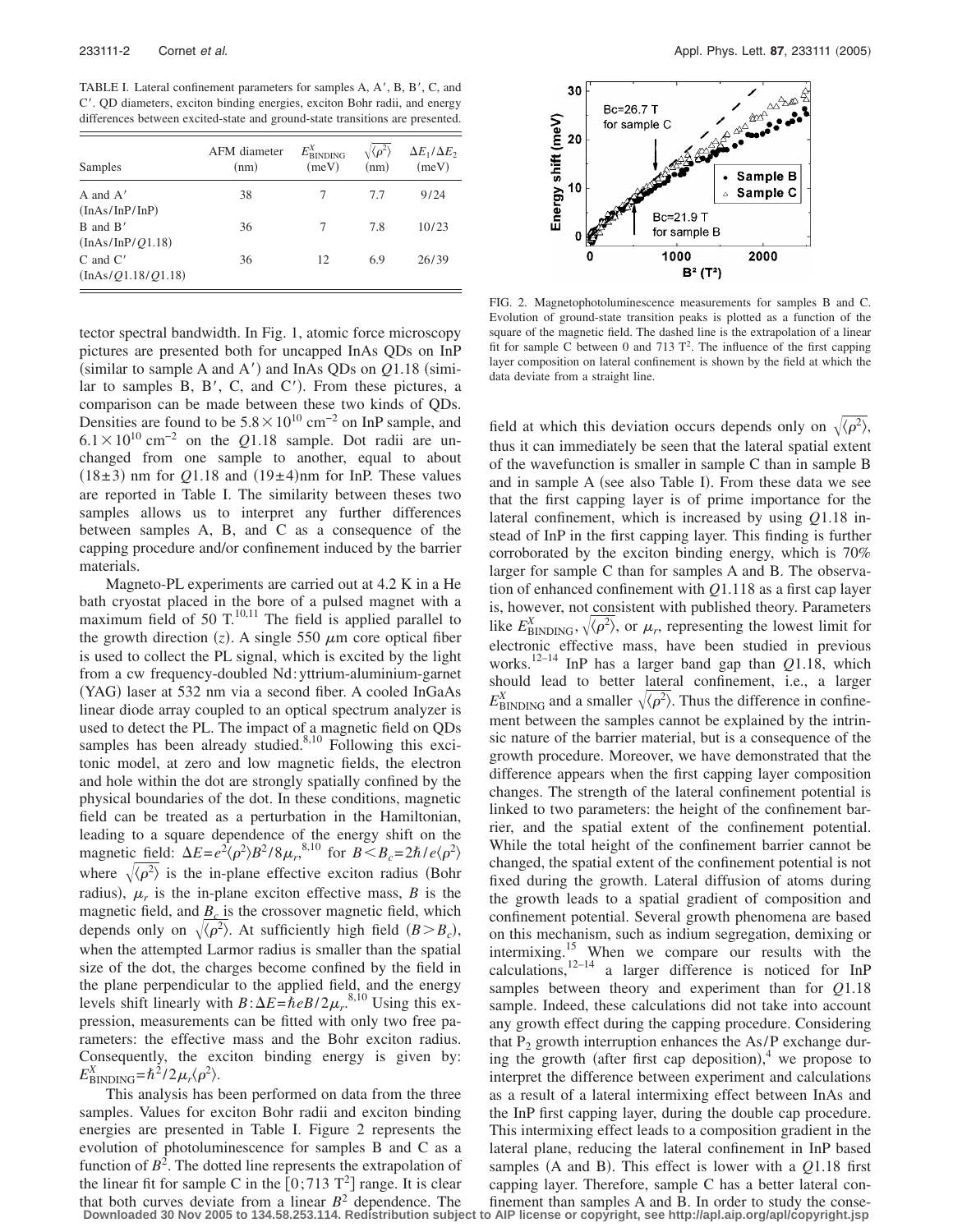TABLE I. Lateral confinement parameters for samples A, A′, B, B′, C, and C′. QD diameters, exciton binding energies, exciton Bohr radii, and energy differences between excited-state and ground-state transitions are presented.

| Samples | AFM diameter (nm) | $E^X_{\mathrm{BINDING}}$ (meV) | $\sqrt{\langle\rho^2\rangle}$ (nm) | $\Delta E_1/\Delta E_2$ (meV) |
|---|---|---|---|---|
| A and A′ (InAs/InP/InP) | 38 | 7 | 7.7 | 9/24 |
| B and B′ (InAs/InP/$Q$1.18) | 36 | 7 | 7.8 | 10/23 |
| C and C′ (InAs/$Q$1.18/$Q$1.18) | 36 | 12 | 6.9 | 26/39 |

tector spectral bandwidth. In Fig. 1, atomic force microscopy pictures are presented both for uncapped InAs QDs on InP (similar to sample A and A′) and InAs QDs on $Q$1.18 (similar to samples B, B′, C, and C′). From these pictures, a comparison can be made between these two kinds of QDs. Densities are found to be $5.8\times10^{10}$ cm$^{-2}$ on InP sample, and $6.1\times10^{10}$ cm$^{-2}$ on the $Q$1.18 sample. Dot radii are unchanged from one sample to another, equal to about $(18\pm3)$ nm for $Q$1.18 and $(19\pm4)$nm for InP. These values are reported in Table I. The similarity between theses two samples allows us to interpret any further differences between samples A, B, and C as a consequence of the capping procedure and/or confinement induced by the barrier materials.

Magneto-PL experiments are carried out at 4.2 K in a He bath cryostat placed in the bore of a pulsed magnet with a maximum field of 50 T.[10,11] The field is applied parallel to the growth direction ($z$). A single 550 $\mu$m core optical fiber is used to collect the PL signal, which is excited by the light from a cw frequency-doubled Nd:yttrium-aluminium-garnet (YAG) laser at 532 nm via a second fiber. A cooled InGaAs linear diode array coupled to an optical spectrum analyzer is used to detect the PL. The impact of a magnetic field on QDs samples has been already studied.[8,10] Following this excitonic model, at zero and low magnetic fields, the electron and hole within the dot are strongly spatially confined by the physical boundaries of the dot. In these conditions, magnetic field can be treated as a perturbation in the Hamiltonian, leading to a square dependence of the energy shift on the magnetic field: $\Delta E = e^2\langle\rho^2\rangle B^2/8\mu_r$,[8,10] for $B<B_c=2\hbar/e\langle\rho^2\rangle$ where $\sqrt{\langle\rho^2\rangle}$ is the in-plane effective exciton radius (Bohr radius), $\mu_r$ is the in-plane exciton effective mass, $B$ is the magnetic field, and $B_c$ is the crossover magnetic field, which depends only on $\sqrt{\langle\rho^2\rangle}$. At sufficiently high field ($B>B_c$), when the attempted Larmor radius is smaller than the spatial size of the dot, the charges become confined by the field in the plane perpendicular to the applied field, and the energy levels shift linearly with $B$: $\Delta E=\hbar eB/2\mu_r$.[8,10] Using this expression, measurements can be fitted with only two free parameters: the effective mass and the Bohr exciton radius. Consequently, the exciton binding energy is given by: $E^X_{\mathrm{BINDING}}=\hbar^2/2\mu_r\langle\rho^2\rangle$.

This analysis has been performed on data from the three samples. Values for exciton Bohr radii and exciton binding energies are presented in Table I. Figure 2 represents the evolution of photoluminescence for samples B and C as a function of $B^2$. The dotted line represents the extrapolation of the linear fit for sample C in the $[0;713\ \mathrm{T}^2]$ range. It is clear that both curves deviate from a linear $B^2$ dependence. The

FIG. 2. Magnetophotoluminescence measurements for samples B and C. Evolution of ground-state transition peaks is plotted as a function of the square of the magnetic field. The dashed line is the extrapolation of a linear fit for sample C between 0 and 713 T$^2$. The influence of the first capping layer composition on lateral confinement is shown by the field at which the data deviate from a straight line.

field at which this deviation occurs depends only on $\sqrt{\langle\rho^2\rangle}$, thus it can immediately be seen that the lateral spatial extent of the wavefunction is smaller in sample C than in sample B and in sample A (see also Table I). From these data we see that the first capping layer is of prime importance for the lateral confinement, which is increased by using $Q$1.18 instead of InP in the first capping layer. This finding is further corroborated by the exciton binding energy, which is 70% larger for sample C than for samples A and B. The observation of enhanced confinement with $Q$1.118 as a first cap layer is, however, not consistent with published theory. Parameters like $E^X_{\mathrm{BINDING}}$, $\sqrt{\langle\rho^2\rangle}$, or $\mu_r$, representing the lowest limit for electronic effective mass, have been studied in previous works.[12–14] InP has a larger band gap than $Q$1.18, which should lead to better lateral confinement, i.e., a larger $E^X_{\mathrm{BINDING}}$ and a smaller $\sqrt{\langle\rho^2\rangle}$. Thus the difference in confinement between the samples cannot be explained by the intrinsic nature of the barrier material, but is a consequence of the growth procedure. Moreover, we have demonstrated that the difference appears when the first capping layer composition changes. The strength of the lateral confinement potential is linked to two parameters: the height of the confinement barrier, and the spatial extent of the confinement potential. While the total height of the confinement barrier cannot be changed, the spatial extent of the confinement potential is not fixed during the growth. Lateral diffusion of atoms during the growth leads to a spatial gradient of composition and confinement potential. Several growth phenomena are based on this mechanism, such as indium segregation, demixing or intermixing.[15] When we compare our results with the calculations,[12–14] a larger difference is noticed for InP samples between theory and experiment than for $Q$1.18 sample. Indeed, these calculations did not take into account any growth effect during the capping procedure. Considering that $P_2$ growth interruption enhances the As/P exchange during the growth (after first cap deposition),[4] we propose to interpret the difference between experiment and calculations as a result of a lateral intermixing effect between InAs and the InP first capping layer, during the double cap procedure. This intermixing effect leads to a composition gradient in the lateral plane, reducing the lateral confinement in InP based samples (A and B). This effect is lower with a $Q$1.18 first capping layer. Therefore, sample C has a better lateral confinement than samples A and B. In order to study the conse-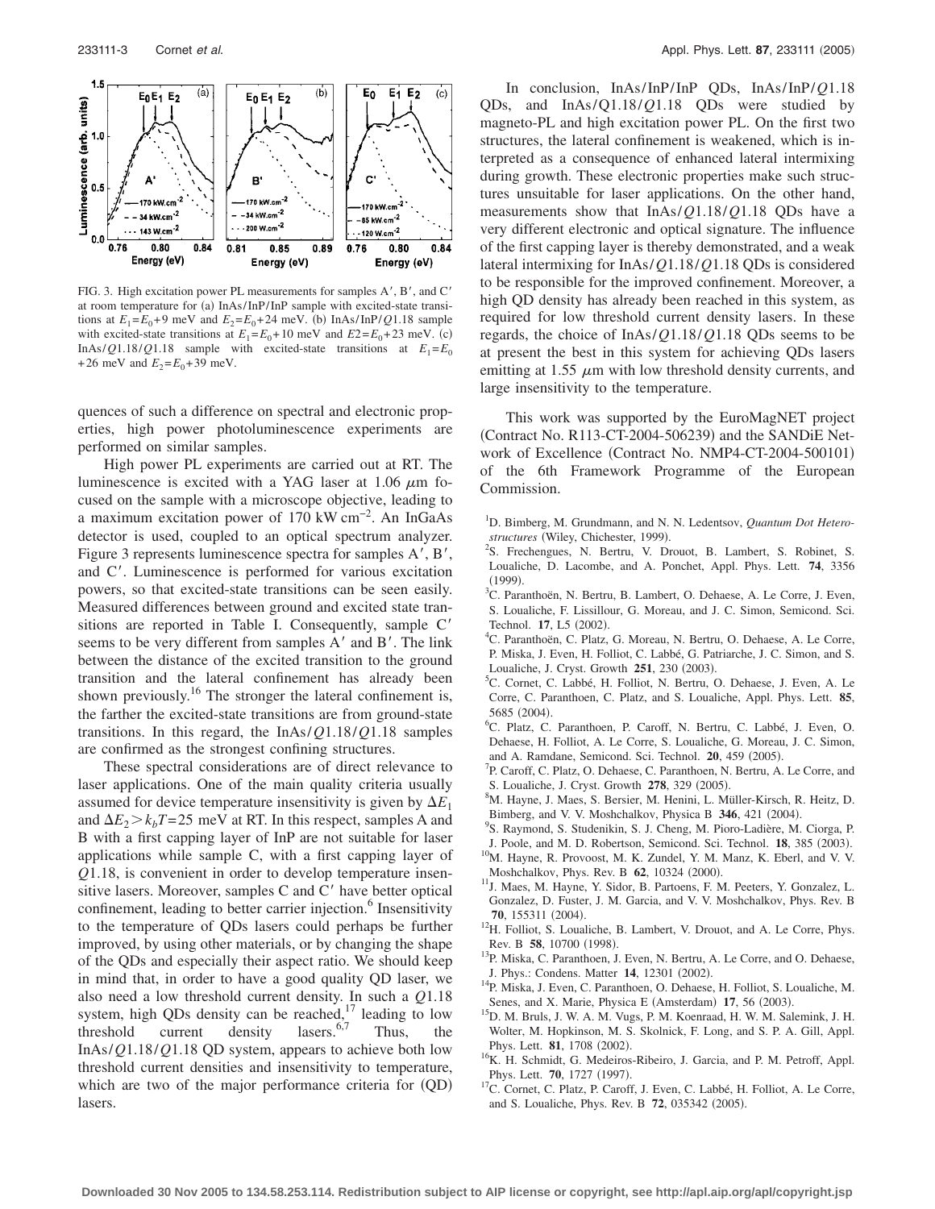1.5
E0 E1 E2 (a)
Luminescence (arb. units)
1.0
0.5
A'
170 kW.cm$^{-2}$
34 kW.cm$^{-2}$
143 W.cm$^{-2}$
0.0
0.76 0.80 0.84
Energy (eV)

E0 E1 E2 (b)
B'
170 kW.cm$^{-2}$
34 kW.cm$^{-2}$
200 W.cm$^{-2}$
0.81 0.85 0.89
Energy (eV)

E0 E1 E2 (c)
C'
170 kW.cm$^{-2}$
85 kW.cm$^{-2}$
120 W.cm$^{-2}$
0.76 0.80 0.84
Energy (eV)

FIG. 3. High excitation power PL measurements for samples A′, B′, and C′ at room temperature for (a) InAs/InP/InP sample with excited-state transitions at $E_1 = E_0 + 9$ meV and $E_2 = E_0 + 24$ meV. (b) InAs/InP/$Q$1.18 sample with excited-state transitions at $E_1 = E_0 + 10$ meV and $E2 = E_0 + 23$ meV. (c) InAs/$Q$1.18/$Q$1.18 sample with excited-state transitions at $E_1 = E_0 + 26$ meV and $E_2 = E_0 + 39$ meV.

quences of such a difference on spectral and electronic properties, high power photoluminescence experiments are performed on similar samples.

High power PL experiments are carried out at RT. The luminescence is excited with a YAG laser at 1.06 $\mu$m focused on the sample with a microscope objective, leading to a maximum excitation power of 170 kW cm$^{-2}$. An InGaAs detector is used, coupled to an optical spectrum analyzer. Figure 3 represents luminescence spectra for samples A′, B′, and C′. Luminescence is performed for various excitation powers, so that excited-state transitions can be seen easily. Measured differences between ground and excited state transitions are reported in Table I. Consequently, sample C′ seems to be very different from samples A′ and B′. The link between the distance of the excited transition to the ground transition and the lateral confinement has already been shown previously.[16] The stronger the lateral confinement is, the farther the excited-state transitions are from ground-state transitions. In this regard, the InAs/$Q$1.18/$Q$1.18 samples are confirmed as the strongest confining structures.

These spectral considerations are of direct relevance to laser applications. One of the main quality criteria usually assumed for device temperature insensitivity is given by $\Delta E_1$ and $\Delta E_2 > k_b T = 25$ meV at RT. In this respect, samples A and B with a first capping layer of InP are not suitable for laser applications while sample C, with a first capping layer of $Q$1.18, is convenient in order to develop temperature insensitive lasers. Moreover, samples C and C′ have better optical confinement, leading to better carrier injection.[6] Insensitivity to the temperature of QDs lasers could perhaps be further improved, by using other materials, or by changing the shape of the QDs and especially their aspect ratio. We should keep in mind that, in order to have a good quality QD laser, we also need a low threshold current density. In such a $Q$1.18 system, high QDs density can be reached,[17] leading to low threshold current density lasers.[6,7] Thus, the InAs/$Q$1.18/$Q$1.18 QD system, appears to achieve both low threshold current densities and insensitivity to temperature, which are two of the major performance criteria for (QD) lasers.

In conclusion, InAs/InP/InP QDs, InAs/InP/$Q$1.18 QDs, and InAs/$Q$1.18/$Q$1.18 QDs were studied by magneto-PL and high excitation power PL. On the first two structures, the lateral confinement is weakened, which is interpreted as a consequence of enhanced lateral intermixing during growth. These electronic properties make such structures unsuitable for laser applications. On the other hand, measurements show that InAs/$Q$1.18/$Q$1.18 QDs have a very different electronic and optical signature. The influence of the first capping layer is thereby demonstrated, and a weak lateral intermixing for InAs/$Q$1.18/$Q$1.18 QDs is considered to be responsible for the improved confinement. Moreover, a high QD density has already been reached in this system, as required for low threshold current density lasers. In these regards, the choice of InAs/$Q$1.18/$Q$1.18 QDs seems to be at present the best in this system for achieving QDs lasers emitting at 1.55 $\mu$m with low threshold density currents, and large insensitivity to the temperature.

This work was supported by the EuroMagNET project (Contract No. R113-CT-2004-506239) and the SANDiE Network of Excellence (Contract No. NMP4-CT-2004-500101) of the 6th Framework Programme of the European Commission.

[1] D. Bimberg, M. Grundmann, and N. N. Ledentsov, *Quantum Dot Heterostructures* (Wiley, Chichester, 1999).

[2] S. Frechengues, N. Bertru, V. Drouot, B. Lambert, S. Robinet, S. Loualiche, D. Lacombe, and A. Ponchet, Appl. Phys. Lett. **74**, 3356 (1999).

[3] C. Paranthoën, N. Bertru, B. Lambert, O. Dehaese, A. Le Corre, J. Even, S. Loualiche, F. Lissillour, G. Moreau, and J. C. Simon, Semicond. Sci. Technol. **17**, L5 (2002).

[4] C. Paranthoën, C. Platz, G. Moreau, N. Bertru, O. Dehaese, A. Le Corre, P. Miska, J. Even, H. Folliot, C. Labbé, G. Patriarche, J. C. Simon, and S. Loualiche, J. Cryst. Growth **251**, 230 (2003).

[5] C. Cornet, C. Labbé, H. Folliot, N. Bertru, O. Dehaese, J. Even, A. Le Corre, C. Paranthoen, C. Platz, and S. Loualiche, Appl. Phys. Lett. **85**, 5685 (2004).

[6] C. Platz, C. Paranthoen, P. Caroff, N. Bertru, C. Labbé, J. Even, O. Dehaese, H. Folliot, A. Le Corre, S. Loualiche, G. Moreau, J. C. Simon, and A. Ramdane, Semicond. Sci. Technol. **20**, 459 (2005).

[7] P. Caroff, C. Platz, O. Dehaese, C. Paranthoen, N. Bertru, A. Le Corre, and S. Loualiche, J. Cryst. Growth **278**, 329 (2005).

[8] M. Hayne, J. Maes, S. Bersier, M. Henini, L. Müller-Kirsch, R. Heitz, D. Bimberg, and V. V. Moshchalkov, Physica B **346**, 421 (2004).

[9] S. Raymond, S. Studenikin, S. J. Cheng, M. Pioro-Ladière, M. Ciorga, P. J. Poole, and M. D. Robertson, Semicond. Sci. Technol. **18**, 385 (2003).

[10] M. Hayne, R. Provoost, M. K. Zundel, Y. M. Manz, K. Eberl, and V. V. Moshchalkov, Phys. Rev. B **62**, 10324 (2000).

[11] J. Maes, M. Hayne, Y. Sidor, B. Partoens, F. M. Peeters, Y. Gonzalez, L. Gonzalez, D. Fuster, J. M. Garcia, and V. V. Moshchalkov, Phys. Rev. B **70**, 155311 (2004).

[12] H. Folliot, S. Loualiche, B. Lambert, V. Drouot, and A. Le Corre, Phys. Rev. B **58**, 10700 (1998).

[13] P. Miska, C. Paranthoen, J. Even, N. Bertru, A. Le Corre, and O. Dehaese, J. Phys.: Condens. Matter **14**, 12301 (2002).

[14] P. Miska, J. Even, C. Paranthoen, O. Dehaese, H. Folliot, S. Loualiche, M. Senes, and X. Marie, Physica E (Amsterdam) **17**, 56 (2003).

[15] D. M. Bruls, J. W. A. M. Vugs, P. M. Koenraad, H. W. M. Salemink, J. H. Wolter, M. Hopkinson, M. S. Skolnick, F. Long, and S. P. A. Gill, Appl. Phys. Lett. **81**, 1708 (2002).

[16] K. H. Schmidt, G. Medeiros-Ribeiro, J. Garcia, and P. M. Petroff, Appl. Phys. Lett. **70**, 1727 (1997).

[17] C. Cornet, C. Platz, P. Caroff, J. Even, C. Labbé, H. Folliot, A. Le Corre, and S. Loualiche, Phys. Rev. B **72**, 035342 (2005).